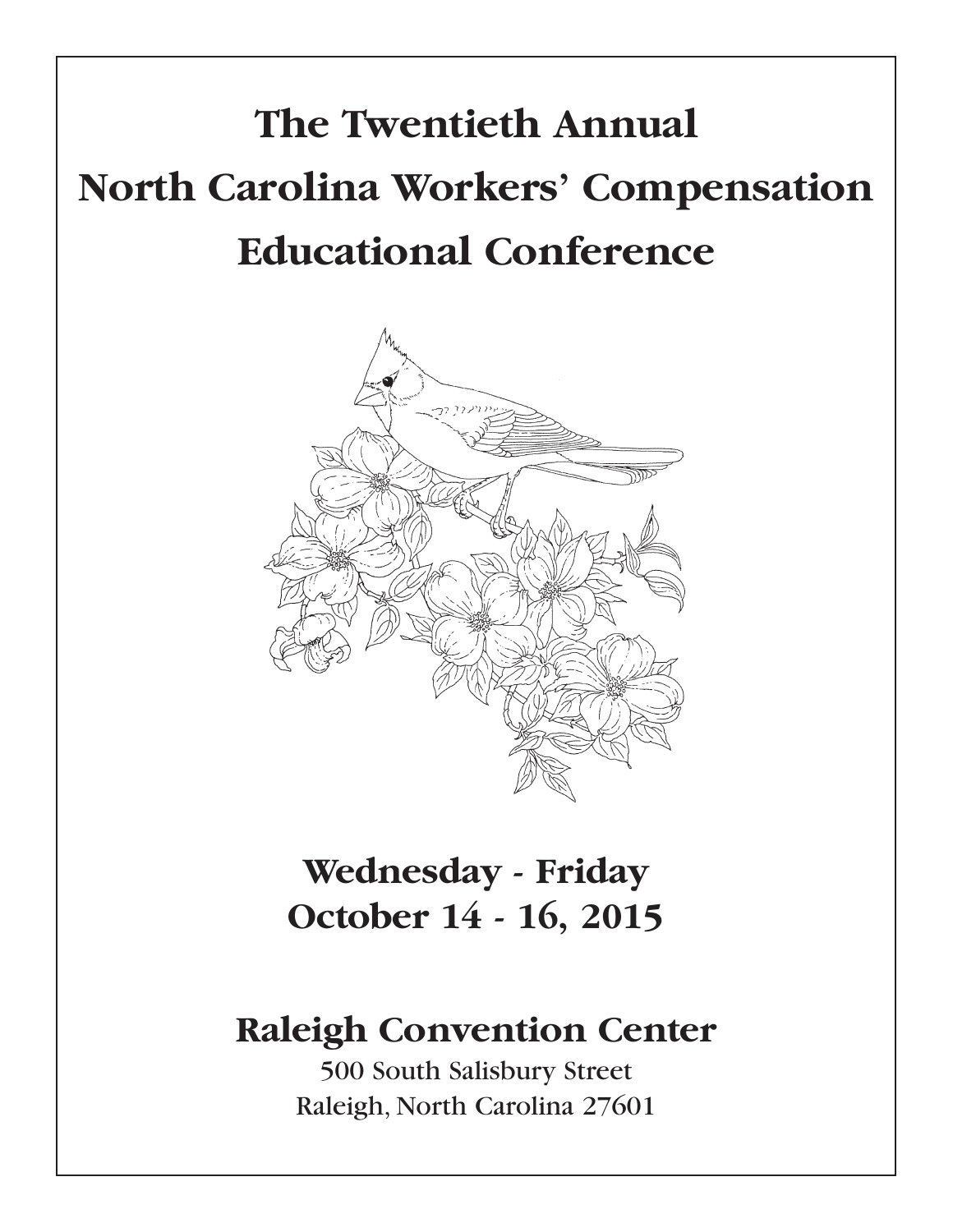# The Twentieth Annual North Carolina Workers' Compensation Educational Conference

## Wednesday - Friday
## October 14 - 16, 2015

## Raleigh Convention Center

500 South Salisbury Street
Raleigh, North Carolina 27601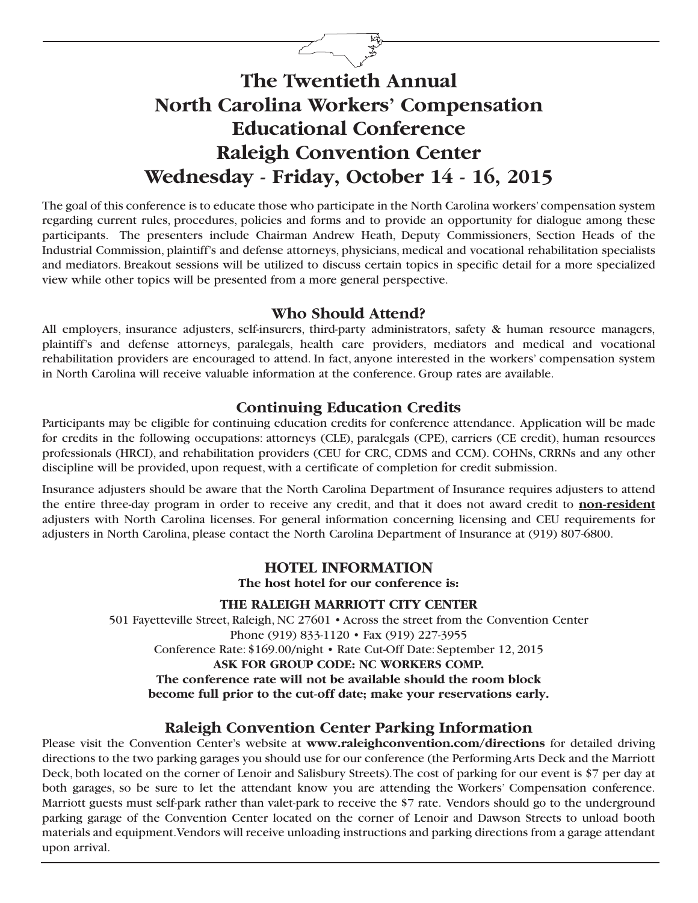# The Twentieth Annual North Carolina Workers' Compensation Educational Conference Raleigh Convention Center Wednesday - Friday, October 14 - 16, 2015

The goal of this conference is to educate those who participate in the North Carolina workers' compensation system regarding current rules, procedures, policies and forms and to provide an opportunity for dialogue among these participants. The presenters include Chairman Andrew Heath, Deputy Commissioners, Section Heads of the Industrial Commission, plaintiff's and defense attorneys, physicians, medical and vocational rehabilitation specialists and mediators. Breakout sessions will be utilized to discuss certain topics in specific detail for a more specialized view while other topics will be presented from a more general perspective.

## Who Should Attend?

All employers, insurance adjusters, self-insurers, third-party administrators, safety & human resource managers, plaintiff's and defense attorneys, paralegals, health care providers, mediators and medical and vocational rehabilitation providers are encouraged to attend. In fact, anyone interested in the workers' compensation system in North Carolina will receive valuable information at the conference. Group rates are available.

## Continuing Education Credits

Participants may be eligible for continuing education credits for conference attendance. Application will be made for credits in the following occupations: attorneys (CLE), paralegals (CPE), carriers (CE credit), human resources professionals (HRCI), and rehabilitation providers (CEU for CRC, CDMS and CCM). COHNs, CRRNs and any other discipline will be provided, upon request, with a certificate of completion for credit submission.

Insurance adjusters should be aware that the North Carolina Department of Insurance requires adjusters to attend the entire three-day program in order to receive any credit, and that it does not award credit to **non-resident** adjusters with North Carolina licenses. For general information concerning licensing and CEU requirements for adjusters in North Carolina, please contact the North Carolina Department of Insurance at (919) 807-6800.

## HOTEL INFORMATION

**The host hotel for our conference is:**

**THE RALEIGH MARRIOTT CITY CENTER**

501 Fayetteville Street, Raleigh, NC 27601 • Across the street from the Convention Center
Phone (919) 833-1120 • Fax (919) 227-3955
Conference Rate: $169.00/night • Rate Cut-Off Date: September 12, 2015

**ASK FOR GROUP CODE: NC WORKERS COMP.**

**The conference rate will not be available should the room block become full prior to the cut-off date; make your reservations early.**

## Raleigh Convention Center Parking Information

Please visit the Convention Center's website at **www.raleighconvention.com/directions** for detailed driving directions to the two parking garages you should use for our conference (the Performing Arts Deck and the Marriott Deck, both located on the corner of Lenoir and Salisbury Streets). The cost of parking for our event is $7 per day at both garages, so be sure to let the attendant know you are attending the Workers' Compensation conference. Marriott guests must self-park rather than valet-park to receive the $7 rate. Vendors should go to the underground parking garage of the Convention Center located on the corner of Lenoir and Dawson Streets to unload booth materials and equipment. Vendors will receive unloading instructions and parking directions from a garage attendant upon arrival.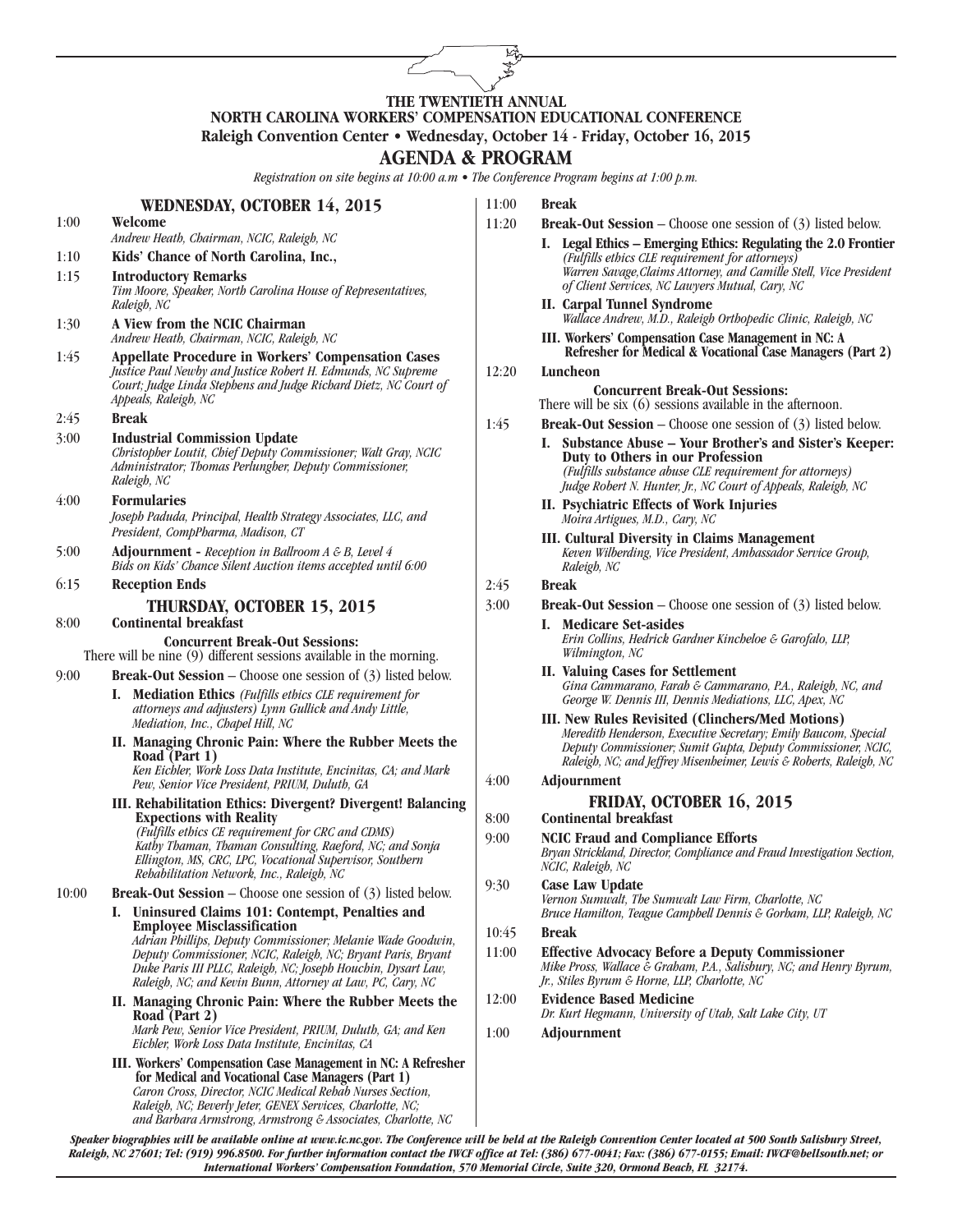**THE TWENTIETH ANNUAL**
**NORTH CAROLINA WORKERS' COMPENSATION EDUCATIONAL CONFERENCE**
**Raleigh Convention Center • Wednesday, October 14 - Friday, October 16, 2015**

# AGENDA & PROGRAM

*Registration on site begins at 10:00 a.m • The Conference Program begins at 1:00 p.m.*

## WEDNESDAY, OCTOBER 14, 2015

**1:00 Welcome**
*Andrew Heath, Chairman, NCIC, Raleigh, NC*

**1:10 Kids' Chance of North Carolina, Inc.,**

**1:15 Introductory Remarks**
*Tim Moore, Speaker, North Carolina House of Representatives, Raleigh, NC*

**1:30 A View from the NCIC Chairman**
*Andrew Heath, Chairman, NCIC, Raleigh, NC*

**1:45 Appellate Procedure in Workers' Compensation Cases**
*Justice Paul Newby and Justice Robert H. Edmunds, NC Supreme Court; Judge Linda Stephens and Judge Richard Dietz, NC Court of Appeals, Raleigh, NC*

**2:45 Break**

**3:00 Industrial Commission Update**
*Christopher Loutit, Chief Deputy Commissioner; Walt Gray, NCIC Administrator; Thomas Perlungher, Deputy Commissioner, Raleigh, NC*

**4:00 Formularies**
*Joseph Paduda, Principal, Health Strategy Associates, LLC, and President, CompPharma, Madison, CT*

**5:00 Adjournment -** *Reception in Ballroom A & B, Level 4*
*Bids on Kids' Chance Silent Auction items accepted until 6:00*

**6:15 Reception Ends**

## THURSDAY, OCTOBER 15, 2015

**8:00 Continental breakfast**

**Concurrent Break-Out Sessions:**
There will be nine (9) different sessions available in the morning.

**9:00 Break-Out Session** – Choose one session of (3) listed below.

- **I. Mediation Ethics** *(Fulfills ethics CLE requirement for attorneys and adjusters) Lynn Gullick and Andy Little, Mediation, Inc., Chapel Hill, NC*
- **II. Managing Chronic Pain: Where the Rubber Meets the Road (Part 1)**
  *Ken Eichler, Work Loss Data Institute, Encinitas, CA; and Mark Pew, Senior Vice President, PRIUM, Duluth, GA*
- **III. Rehabilitation Ethics: Divergent? Divergent! Balancing Expectations with Reality**
  *(Fulfills ethics CE requirement for CRC and CDMS)*
  *Kathy Thaman, Thaman Consulting, Raeford, NC; and Sonja Ellington, MS, CRC, LPC, Vocational Supervisor, Southern Rehabilitation Network, Inc., Raleigh, NC*

**10:00 Break-Out Session** – Choose one session of (3) listed below.

- **I. Uninsured Claims 101: Contempt, Penalties and Employee Misclassification**
  *Adrian Phillips, Deputy Commissioner; Melanie Wade Goodwin, Deputy Commissioner, NCIC, Raleigh, NC; Bryant Paris, Bryant Duke Paris III PLLC, Raleigh, NC; Joseph Houchin, Dysart Law, Raleigh, NC; and Kevin Bunn, Attorney at Law, PC, Cary, NC*
- **II. Managing Chronic Pain: Where the Rubber Meets the Road (Part 2)**
  *Mark Pew, Senior Vice President, PRIUM, Duluth, GA; and Ken Eichler, Work Loss Data Institute, Encinitas, CA*
- **III. Workers' Compensation Case Management in NC: A Refresher for Medical and Vocational Case Managers (Part 1)**
  *Caron Cross, Director, NCIC Medical Rehab Nurses Section, Raleigh, NC; Beverly Jeter, GENEX Services, Charlotte, NC; and Barbara Armstrong, Armstrong & Associates, Charlotte, NC*

**11:00 Break**

**11:20 Break-Out Session** – Choose one session of (3) listed below.

- **I. Legal Ethics – Emerging Ethics: Regulating the 2.0 Frontier**
  *(Fulfills ethics CLE requirement for attorneys)*
  *Warren Savage,Claims Attorney, and Camille Stell, Vice President of Client Services, NC Lawyers Mutual, Cary, NC*
- **II. Carpal Tunnel Syndrome**
  *Wallace Andrew, M.D., Raleigh Orthopedic Clinic, Raleigh, NC*
- **III. Workers' Compensation Case Management in NC: A Refresher for Medical & Vocational Case Managers (Part 2)**

**12:20 Luncheon**

**Concurrent Break-Out Sessions:**
There will be six (6) sessions available in the afternoon.

**1:45 Break-Out Session** – Choose one session of (3) listed below.

- **I. Substance Abuse – Your Brother's and Sister's Keeper: Duty to Others in our Profession**
  *(Fulfills substance abuse CLE requirement for attorneys)*
  *Judge Robert N. Hunter, Jr., NC Court of Appeals, Raleigh, NC*
- **II. Psychiatric Effects of Work Injuries**
  *Moira Artigues, M.D., Cary, NC*
- **III. Cultural Diversity in Claims Management**
  *Keven Wilberding, Vice President, Ambassador Service Group, Raleigh, NC*

**2:45 Break**

**3:00 Break-Out Session** – Choose one session of (3) listed below.

- **I. Medicare Set-asides**
  *Erin Collins, Hedrick Gardner Kincheloe & Garofalo, LLP, Wilmington, NC*
- **II. Valuing Cases for Settlement**
  *Gina Cammarano, Farah & Cammarano, P.A., Raleigh, NC, and George W. Dennis III, Dennis Mediations, LLC, Apex, NC*
- **III. New Rules Revisited (Clinchers/Med Motions)**
  *Meredith Henderson, Executive Secretary; Emily Baucom, Special Deputy Commissioner; Sumit Gupta, Deputy Commissioner, NCIC, Raleigh, NC; and Jeffrey Misenheimer, Lewis & Roberts, Raleigh, NC*

**4:00 Adjournment**

## FRIDAY, OCTOBER 16, 2015

**8:00 Continental breakfast**

**9:00 NCIC Fraud and Compliance Efforts**
*Bryan Strickland, Director, Compliance and Fraud Investigation Section, NCIC, Raleigh, NC*

**9:30 Case Law Update**
*Vernon Sumwalt, The Sumwalt Law Firm, Charlotte, NC*
*Bruce Hamilton, Teague Campbell Dennis & Gorham, LLP, Raleigh, NC*

**10:45 Break**

**11:00 Effective Advocacy Before a Deputy Commissioner**
*Mike Pross, Wallace & Graham, P.A., Salisbury, NC; and Henry Byrum, Jr., Stiles Byrum & Horne, LLP, Charlotte, NC*

**12:00 Evidence Based Medicine**
*Dr. Kurt Hegmann, University of Utah, Salt Lake City, UT*

**1:00 Adjournment**

***Speaker biographies will be available online at www.ic.nc.gov. The Conference will be held at the Raleigh Convention Center located at 500 South Salisbury Street, Raleigh, NC 27601; Tel: (919) 996.8500. For further information contact the IWCF office at Tel: (386) 677-0041; Fax: (386) 677-0155; Email: IWCF@bellsouth.net; or International Workers' Compensation Foundation, 570 Memorial Circle, Suite 320, Ormond Beach, FL 32174.***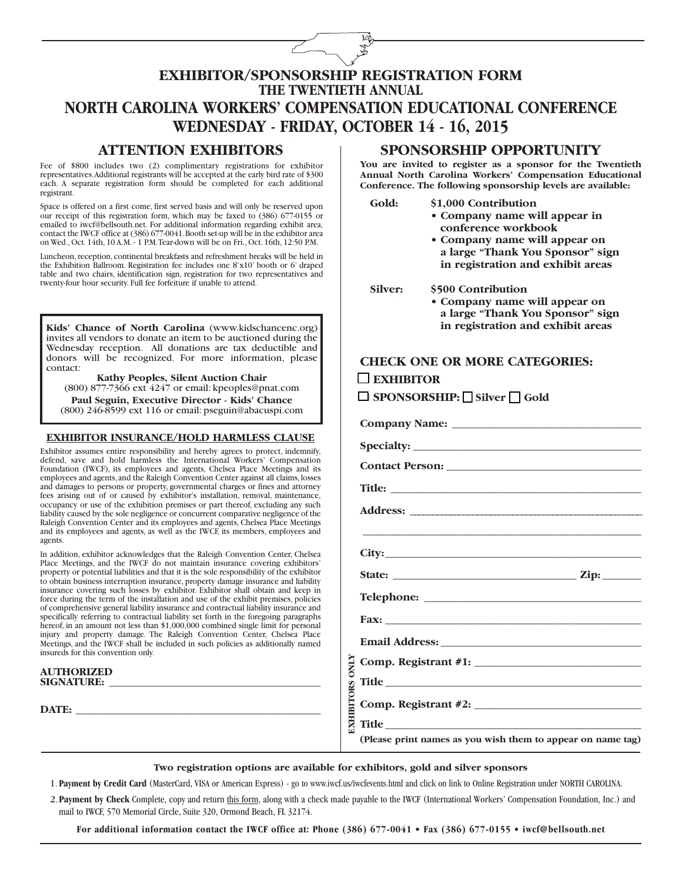# EXHIBITOR/SPONSORSHIP REGISTRATION FORM

## THE TWENTIETH ANNUAL

# NORTH CAROLINA WORKERS' COMPENSATION EDUCATIONAL CONFERENCE

# WEDNESDAY - FRIDAY, OCTOBER 14 - 16, 2015

## ATTENTION EXHIBITORS

Fee of $800 includes two (2) complimentary registrations for exhibitor representatives. Additional registrants will be accepted at the early bird rate of $300 each. A separate registration form should be completed for each additional registrant.

Space is offered on a first come, first served basis and will only be reserved upon our receipt of this registration form, which may be faxed to (386) 677-0155 or emailed to iwcf@bellsouth.net. For additional information regarding exhibit area, contact the IWCF office at (386) 677-0041. Booth set-up will be in the exhibitor area on Wed., Oct. 14th, 10 A.M. - 1 P.M. Tear-down will be on Fri., Oct. 16th, 12:50 P.M.

Luncheon, reception, continental breakfasts and refreshment breaks will be held in the Exhibition Ballroom. Registration fee includes one 8'x10' booth or 6' draped table and two chairs, identification sign, registration for two representatives and twenty-four hour security. Full fee forfeiture if unable to attend.

**Kids' Chance of North Carolina** (www.kidschancenc.org) invites all vendors to donate an item to be auctioned during the Wednesday reception. All donations are tax deductible and donors will be recognized. For more information, please contact:

**Kathy Peoples, Silent Auction Chair**
(800) 877-7366 ext 4247 or email: kpeoples@pnat.com

**Paul Seguin, Executive Director - Kids' Chance**
(800) 246-8599 ext 116 or email: pseguin@abacuspi.com

### EXHIBITOR INSURANCE/HOLD HARMLESS CLAUSE

Exhibitor assumes entire responsibility and hereby agrees to protect, indemnify, defend, save and hold harmless the International Workers' Compensation Foundation (IWCF), its employees and agents, Chelsea Place Meetings and its employees and agents, and the Raleigh Convention Center against all claims, losses and damages to persons or property, governmental charges or fines and attorney fees arising out of or caused by exhibitor's installation, removal, maintenance, occupancy or use of the exhibition premises or part thereof, excluding any such liability caused by the sole negligence or concurrent comparative negligence of the Raleigh Convention Center and its employees and agents, Chelsea Place Meetings and its employees and agents, as well as the IWCF, its members, employees and agents.

In addition, exhibitor acknowledges that the Raleigh Convention Center, Chelsea Place Meetings, and the IWCF do not maintain insurance covering exhibitors' property or potential liabilities and that it is the sole responsibility of the exhibitor to obtain business interruption insurance, property damage insurance and liability insurance covering such losses by exhibitor. Exhibitor shall obtain and keep in force during the term of the installation and use of the exhibit premises, policies of comprehensive general liability insurance and contractual liability insurance and specifically referring to contractual liability set forth in the foregoing paragraphs hereof, in an amount not less than $1,000,000 combined single limit for personal injury and property damage. The Raleigh Convention Center, Chelsea Place Meetings, and the IWCF shall be included in such policies as additionally named insureds for this convention only.

**AUTHORIZED SIGNATURE:** ______________________________

**DATE:** ______________________________

## SPONSORSHIP OPPORTUNITY

**You are invited to register as a sponsor for the Twentieth Annual North Carolina Workers' Compensation Educational Conference. The following sponsorship levels are available:**

**Gold: $1,000 Contribution**
- **Company name will appear in conference workbook**
- **Company name will appear on a large "Thank You Sponsor" sign in registration and exhibit areas**

**Silver: $500 Contribution**
- **Company name will appear on a large "Thank You Sponsor" sign in registration and exhibit areas**

### CHECK ONE OR MORE CATEGORIES:

☐ **EXHIBITOR**

☐ **SPONSORSHIP:** ☐ **Silver** ☐ **Gold**

**Company Name:** ______________________________

**Specialty:** ______________________________

**Contact Person:** ______________________________

**Title:** ______________________________

**Address:** ______________________________

______________________________

**City:** ______________________________

**State:** ______________________ **Zip:** ________

**Telephone:** ______________________________

**Fax:** ______________________________

**Email Address:** ______________________________

*EXHIBITORS ONLY*

**Comp. Registrant #1:** ______________________________

**Title** ______________________________

**Comp. Registrant #2:** ______________________________

**Title** ______________________________

**(Please print names as you wish them to appear on name tag)**

**Two registration options are available for exhibitors, gold and silver sponsors**

1. **Payment by Credit Card** (MasterCard, VISA or American Express) - go to www.iwcf.us/iwcfevents.html and click on link to Online Registration under NORTH CAROLINA.
2. **Payment by Check** Complete, copy and return this form, along with a check made payable to the IWCF (International Workers' Compensation Foundation, Inc.) and mail to IWCF, 570 Memorial Circle, Suite 320, Ormond Beach, FL 32174.

**For additional information contact the IWCF office at: Phone (386) 677-0041 • Fax (386) 677-0155 • iwcf@bellsouth.net**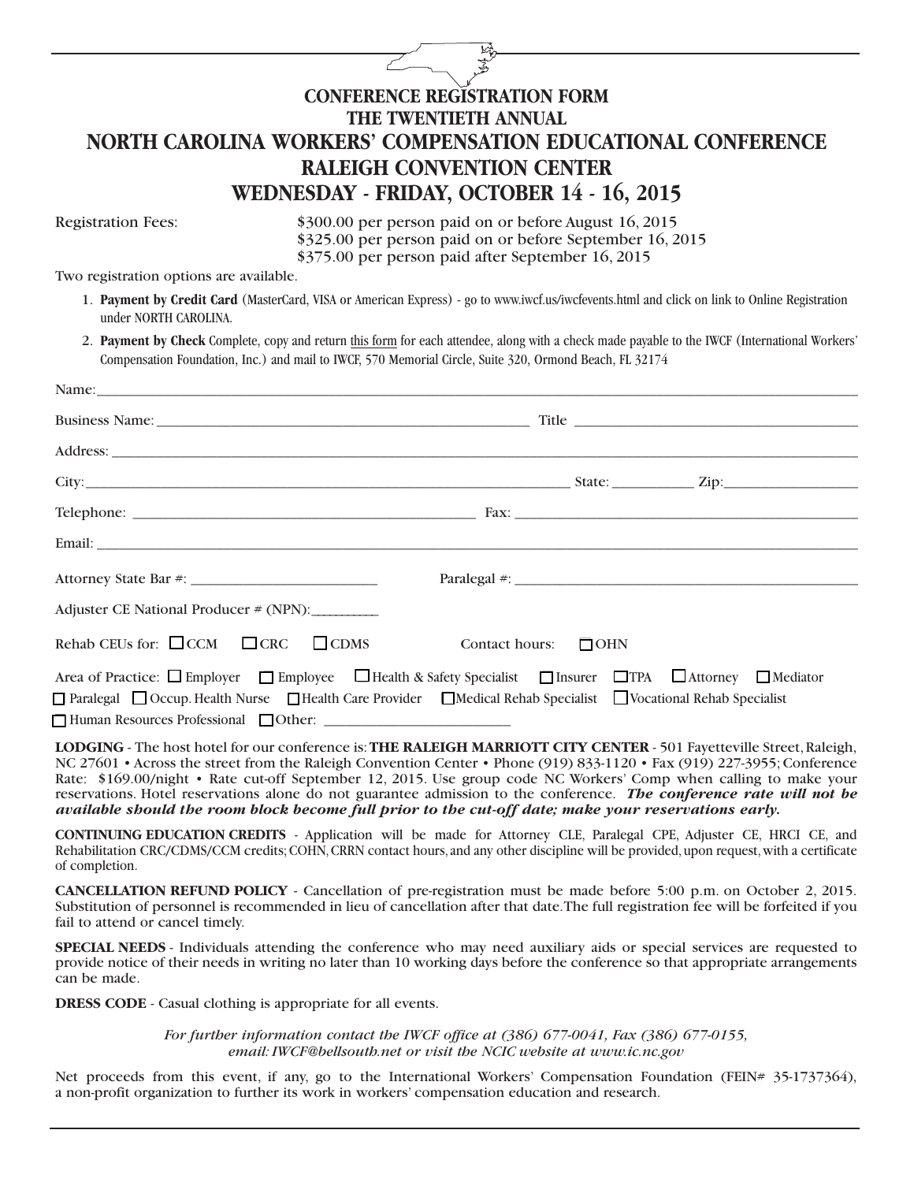# CONFERENCE REGISTRATION FORM
## THE TWENTIETH ANNUAL
## NORTH CAROLINA WORKERS' COMPENSATION EDUCATIONAL CONFERENCE
## RALEIGH CONVENTION CENTER
## WEDNESDAY - FRIDAY, OCTOBER 14 - 16, 2015

Registration Fees:
- $300.00 per person paid on or before August 16, 2015
- $325.00 per person paid on or before September 16, 2015
- $375.00 per person paid after September 16, 2015

Two registration options are available.

1. **Payment by Credit Card** (MasterCard, VISA or American Express) - go to www.iwcf.us/iwcfevents.html and click on link to Online Registration under NORTH CAROLINA.
2. **Payment by Check** Complete, copy and return this form for each attendee, along with a check made payable to the IWCF (International Workers' Compensation Foundation, Inc.) and mail to IWCF, 570 Memorial Circle, Suite 320, Ormond Beach, FL 32174

Name: ______________________________

Business Name: ______________________________ Title ______________________________

Address: ______________________________

City: ______________________________ State: __________ Zip: __________

Telephone: ______________________________ Fax: ______________________________

Email: ______________________________

Attorney State Bar #: ______________________________ Paralegal #: ______________________________

Adjuster CE National Producer # (NPN): __________

Rehab CEUs for: ☐ CCM ☐ CRC ☐ CDMS Contact hours: ☐ OHN

Area of Practice: ☐ Employer ☐ Employee ☐ Health & Safety Specialist ☐ Insurer ☐ TPA ☐ Attorney ☐ Mediator ☐ Paralegal ☐ Occup. Health Nurse ☐ Health Care Provider ☐ Medical Rehab Specialist ☐ Vocational Rehab Specialist ☐ Human Resources Professional ☐ Other: ______________________________

**LODGING** - The host hotel for our conference is: **THE RALEIGH MARRIOTT CITY CENTER** - 501 Fayetteville Street, Raleigh, NC 27601 • Across the street from the Raleigh Convention Center • Phone (919) 833-1120 • Fax (919) 227-3955; Conference Rate: $169.00/night • Rate cut-off September 12, 2015. Use group code NC Workers' Comp when calling to make your reservations. Hotel reservations alone do not guarantee admission to the conference. ***The conference rate will not be available should the room block become full prior to the cut-off date; make your reservations early.***

**CONTINUING EDUCATION CREDITS** - Application will be made for Attorney CLE, Paralegal CPE, Adjuster CE, HRCI CE, and Rehabilitation CRC/CDMS/CCM credits; COHN, CRRN contact hours, and any other discipline will be provided, upon request, with a certificate of completion.

**CANCELLATION REFUND POLICY** - Cancellation of pre-registration must be made before 5:00 p.m. on October 2, 2015. Substitution of personnel is recommended in lieu of cancellation after that date. The full registration fee will be forfeited if you fail to attend or cancel timely.

**SPECIAL NEEDS** - Individuals attending the conference who may need auxiliary aids or special services are requested to provide notice of their needs in writing no later than 10 working days before the conference so that appropriate arrangements can be made.

**DRESS CODE** - Casual clothing is appropriate for all events.

*For further information contact the IWCF office at (386) 677-0041, Fax (386) 677-0155, email: IWCF@bellsouth.net or visit the NCIC website at www.ic.nc.gov*

Net proceeds from this event, if any, go to the International Workers' Compensation Foundation (FEIN# 35-1737364), a non-profit organization to further its work in workers' compensation education and research.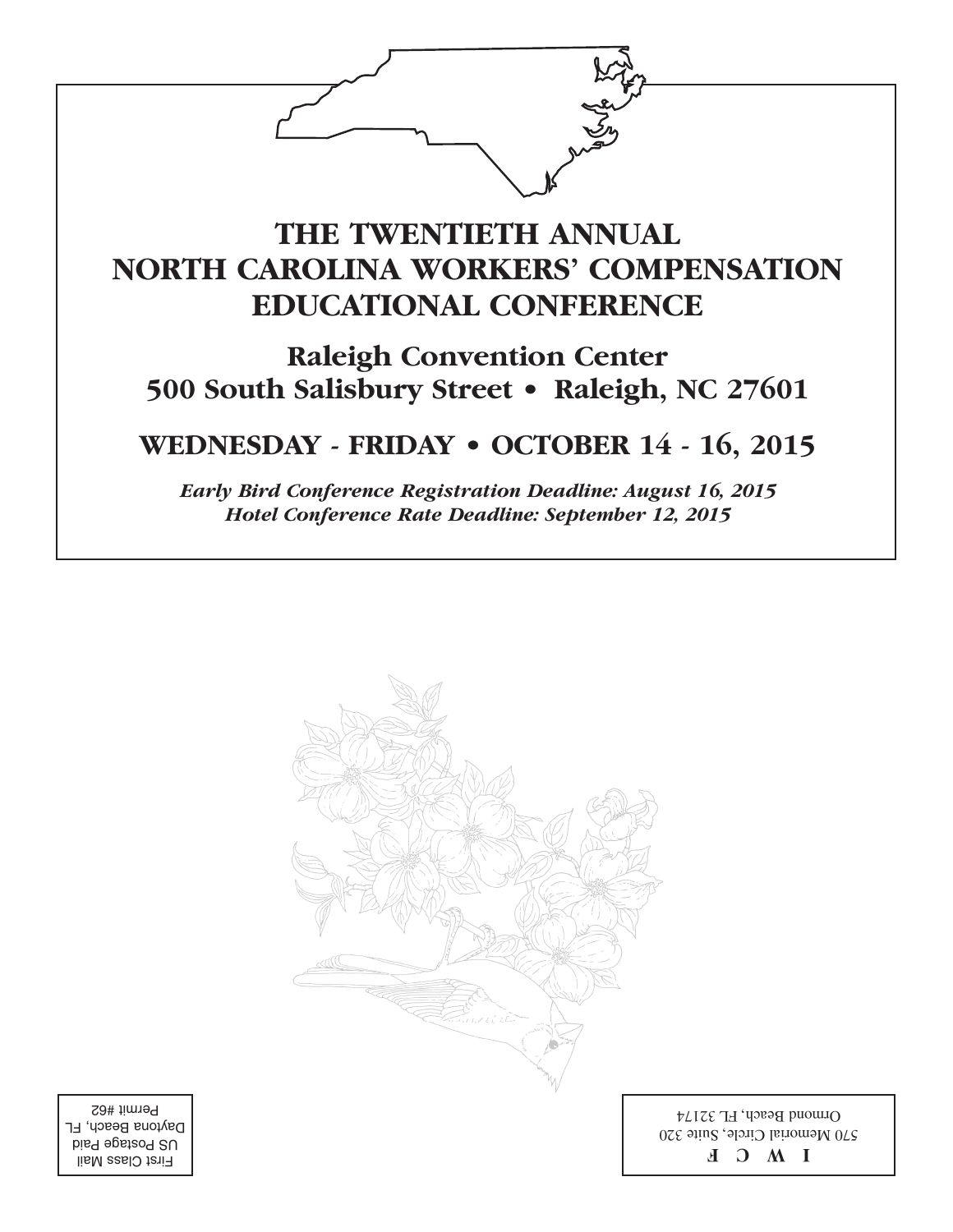# THE TWENTIETH ANNUAL NORTH CAROLINA WORKERS' COMPENSATION EDUCATIONAL CONFERENCE

## Raleigh Convention Center
## 500 South Salisbury Street • Raleigh, NC 27601

## WEDNESDAY - FRIDAY • OCTOBER 14 - 16, 2015

*Early Bird Conference Registration Deadline: August 16, 2015*
*Hotel Conference Rate Deadline: September 12, 2015*

First Class Mail
US Postage Paid
Daytona Beach, FL
Permit #62

**I W C F**
570 Memorial Circle, Suite 320
Ormond Beach, FL 32174